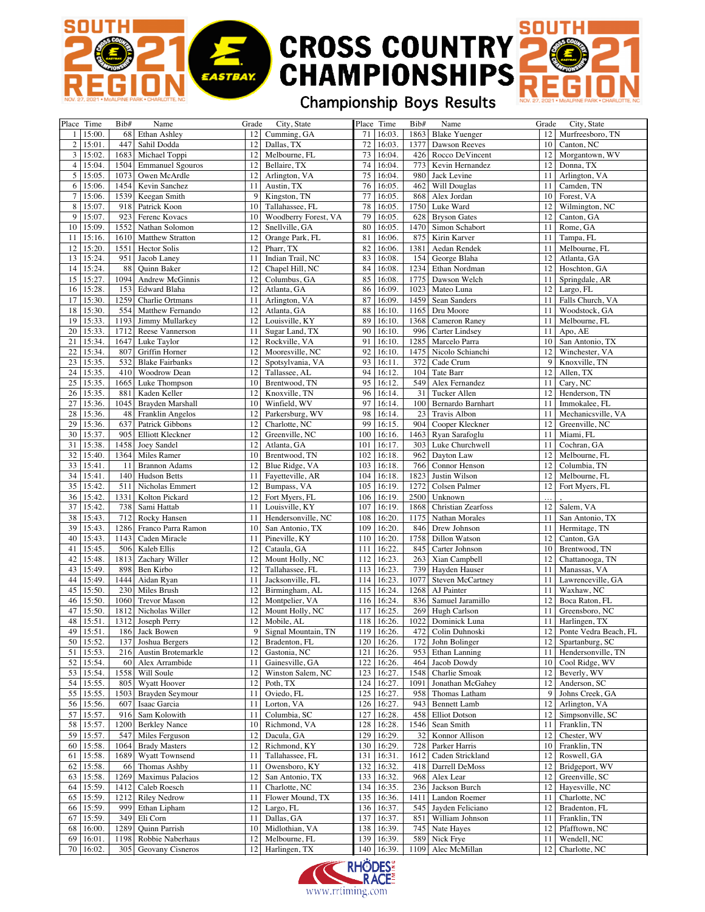# SOUTH 2021 REGION CROSS COUNTRY CHAMPIONSHIPS

NOV. 27, 2021 • McALPINE PARK • CHARLOTTE, NC

EASTBAY

## Championship Boys Results

| Place | Time | Bib# | Name | Grade | City, State |
|---|---|---|---|---|---|
| 1 | 15:00. | 68 | Ethan Ashley | 12 | Cumming, GA |
| 2 | 15:01. | 447 | Sahil Dodda | 12 | Dallas, TX |
| 3 | 15:02. | 1683 | Michael Toppi | 12 | Melbourne, FL |
| 4 | 15:04. | 1504 | Emmanuel Sgouros | 12 | Bellaire, TX |
| 5 | 15:05. | 1073 | Owen McArdle | 12 | Arlington, VA |
| 6 | 15:06. | 1454 | Kevin Sanchez | 11 | Austin, TX |
| 7 | 15:06. | 1539 | Keegan Smith | 9 | Kingston, TN |
| 8 | 15:07. | 918 | Patrick Koon | 10 | Tallahassee, FL |
| 9 | 15:07. | 923 | Ferenc Kovacs | 10 | Woodberry Forest, VA |
| 10 | 15:09. | 1552 | Nathan Solomon | 12 | Snellville, GA |
| 11 | 15:16. | 1610 | Matthew Stratton | 12 | Orange Park, FL |
| 12 | 15:20. | 1551 | Hector Solis | 12 | Pharr, TX |
| 13 | 15:24. | 951 | Jacob Laney | 11 | Indian Trail, NC |
| 14 | 15:24. | 88 | Quinn Baker | 12 | Chapel Hill, NC |
| 15 | 15:27. | 1094 | Andrew McGinnis | 12 | Columbus, GA |
| 16 | 15:28. | 153 | Edward Blaha | 12 | Atlanta, GA |
| 17 | 15:30. | 1259 | Charlie Ortmans | 11 | Arlington, VA |
| 18 | 15:30. | 554 | Matthew Fernando | 12 | Atlanta, GA |
| 19 | 15:33. | 1193 | Jimmy Mullarkey | 12 | Louisville, KY |
| 20 | 15:33. | 1712 | Reese Vannerson | 11 | Sugar Land, TX |
| 21 | 15:34. | 1647 | Luke Taylor | 12 | Rockville, VA |
| 22 | 15:34. | 807 | Griffin Horner | 12 | Mooresville, NC |
| 23 | 15:35. | 532 | Blake Fairbanks | 12 | Spotsylvania, VA |
| 24 | 15:35. | 410 | Woodrow Dean | 12 | Tallassee, AL |
| 25 | 15:35. | 1665 | Luke Thompson | 10 | Brentwood, TN |
| 26 | 15:35. | 881 | Kaden Keller | 12 | Knoxville, TN |
| 27 | 15:36. | 1045 | Brayden Marshall | 10 | Winfield, WV |
| 28 | 15:36. | 48 | Franklin Angelos | 12 | Parkersburg, WV |
| 29 | 15:36. | 637 | Patrick Gibbons | 12 | Charlotte, NC |
| 30 | 15:37. | 905 | Elliott Kleckner | 12 | Greenville, NC |
| 31 | 15:38. | 1458 | Joey Sandel | 12 | Atlanta, GA |
| 32 | 15:40. | 1364 | Miles Ramer | 10 | Brentwood, TN |
| 33 | 15:41. | 11 | Brannon Adams | 12 | Blue Ridge, VA |
| 34 | 15:41. | 140 | Hudson Betts | 11 | Fayetteville, AR |
| 35 | 15:42. | 511 | Nicholas Emmert | 12 | Bumpass, VA |
| 36 | 15:42. | 1331 | Kolton Pickard | 12 | Fort Myers, FL |
| 37 | 15:42. | 738 | Sami Hattab | 11 | Louisville, KY |
| 38 | 15:43. | 712 | Rocky Hansen | 11 | Hendersonville, NC |
| 39 | 15:43. | 1286 | Franco Parra Ramon | 10 | San Antonio, TX |
| 40 | 15:43. | 1143 | Caden Miracle | 11 | Pineville, KY |
| 41 | 15:45. | 506 | Kaleb Ellis | 12 | Cataula, GA |
| 42 | 15:48. | 1813 | Zachary Willer | 12 | Mount Holly, NC |
| 43 | 15:49. | 898 | Ben Kirbo | 12 | Tallahassee, FL |
| 44 | 15:49. | 1444 | Aidan Ryan | 11 | Jacksonville, FL |
| 45 | 15:50. | 230 | Miles Brush | 12 | Birmingham, AL |
| 46 | 15:50. | 1060 | Trevor Mason | 12 | Montpelier, VA |
| 47 | 15:50. | 1812 | Nicholas Willer | 12 | Mount Holly, NC |
| 48 | 15:51. | 1312 | Joseph Perry | 12 | Mobile, AL |
| 49 | 15:51. | 186 | Jack Bowen | 9 | Signal Mountain, TN |
| 50 | 15:52. | 137 | Joshua Bergers | 12 | Bradenton, FL |
| 51 | 15:53. | 216 | Austin Brotemarkle | 12 | Gastonia, NC |
| 52 | 15:54. | 60 | Alex Arrambide | 11 | Gainesville, GA |
| 53 | 15:54. | 1558 | Will Soule | 12 | Winston Salem, NC |
| 54 | 15:55. | 805 | Wyatt Hoover | 12 | Poth, TX |
| 55 | 15:55. | 1503 | Brayden Seymour | 11 | Oviedo, FL |
| 56 | 15:56. | 607 | Isaac Garcia | 11 | Lorton, VA |
| 57 | 15:57. | 916 | Sam Kolowith | 11 | Columbia, SC |
| 58 | 15:57. | 1200 | Berkley Nance | 10 | Richmond, VA |
| 59 | 15:57. | 547 | Miles Ferguson | 12 | Dacula, GA |
| 60 | 15:58. | 1064 | Brady Masters | 12 | Richmond, KY |
| 61 | 15:58. | 1689 | Wyatt Townsend | 11 | Tallahassee, FL |
| 62 | 15:58. | 66 | Thomas Ashby | 11 | Owensboro, KY |
| 63 | 15:58. | 1269 | Maximus Palacios | 12 | San Antonio, TX |
| 64 | 15:59. | 1412 | Caleb Roesch | 11 | Charlotte, NC |
| 65 | 15:59. | 1212 | Riley Nedrow | 11 | Flower Mound, TX |
| 66 | 15:59. | 999 | Ethan Lipham | 11 | Largo, FL |
| 67 | 15:59. | 349 | Eli Corn | 11 | Dallas, GA |
| 68 | 16:00. | 1289 | Quinn Parrish | 10 | Midlothian, VA |
| 69 | 16:01. | 1198 | Robbie Naberhaus | 12 | Melbourne, FL |
| 70 | 16:02. | 305 | Geovany Cisneros | 12 | Harlingen, TX |
| 71 | 16:03. | 1863 | Blake Yuenger | 12 | Murfreesboro, TN |
| 72 | 16:03. | 1377 | Dawson Reeves | 10 | Canton, NC |
| 73 | 16:04. | 426 | Rocco DeVincent | 12 | Morgantown, WV |
| 74 | 16:04. | 773 | Kevin Hernandez | 12 | Donna, TX |
| 75 | 16:04. | 980 | Jack Levine | 11 | Arlington, VA |
| 76 | 16:05. | 462 | Will Douglas | 11 | Camden, TN |
| 77 | 16:05. | 868 | Alex Jordan | 10 | Forest, VA |
| 78 | 16:05. | 1750 | Luke Ward | 12 | Wilmington, NC |
| 79 | 16:05. | 628 | Bryson Gates | 12 | Canton, GA |
| 80 | 16:05. | 1470 | Simon Schabort | 11 | Rome, GA |
| 81 | 16:06. | 875 | Kirin Karver | 11 | Tampa, FL |
| 82 | 16:06. | 1381 | Aedan Rendek | 11 | Melbourne, FL |
| 83 | 16:08. | 154 | George Blaha | 12 | Atlanta, GA |
| 84 | 16:08. | 1234 | Ethan Nordman | 12 | Hoschton, GA |
| 85 | 16:08. | 1775 | Dawson Welch | 11 | Springdale, AR |
| 86 | 16:09. | 1023 | Mateo Luna | 12 | Largo, FL |
| 87 | 16:09. | 1459 | Sean Sanders | 11 | Falls Church, VA |
| 88 | 16:10. | 1165 | Dru Moore | 11 | Woodstock, GA |
| 89 | 16:10. | 1368 | Cameron Raney | 11 | Melbourne, FL |
| 90 | 16:10. | 996 | Carter Lindsey | 11 | Apo, AE |
| 91 | 16:10. | 1285 | Marcelo Parra | 10 | San Antonio, TX |
| 92 | 16:10. | 1475 | Nicolo Schianchi | 12 | Winchester, VA |
| 93 | 16:11. | 372 | Cade Crum | 9 | Knoxville, TN |
| 94 | 16:12. | 104 | Tate Barr | 12 | Allen, TX |
| 95 | 16:12. | 549 | Alex Fernandez | 11 | Cary, NC |
| 96 | 16:14. | 31 | Tucker Allen | 12 | Henderson, TN |
| 97 | 16:14. | 100 | Bernardo Barnhart | 11 | Immokalee, FL |
| 98 | 16:14. | 23 | Travis Albon | 11 | Mechanicsville, VA |
| 99 | 16:15. | 904 | Cooper Kleckner | 12 | Greenville, NC |
| 100 | 16:16. | 1463 | Ryan Sarafoglu | 11 | Miami, FL |
| 101 | 16:17. | 303 | Luke Churchwell | 11 | Cochran, GA |
| 102 | 16:18. | 962 | Dayton Law | 12 | Melbourne, FL |
| 103 | 16:18. | 766 | Connor Henson | 12 | Columbia, TN |
| 104 | 16:18. | 1823 | Justin Wilson | 12 | Melbourne, FL |
| 105 | 16:19. | 1272 | Colsen Palmer | 12 | Fort Myers, FL |
| 106 | 16:19. | 2500 | Unknown | ... | , |
| 107 | 16:19. | 1868 | Christian Zearfoss | 12 | Salem, VA |
| 108 | 16:20. | 1175 | Nathan Morales | 11 | San Antonio, TX |
| 109 | 16:20. | 846 | Drew Johnson | 11 | Hermitage, TN |
| 110 | 16:20. | 1758 | Dillon Watson | 12 | Canton, GA |
| 111 | 16:22. | 845 | Carter Johnson | 10 | Brentwood, TN |
| 112 | 16:23. | 263 | Xian Campbell | 12 | Chattanooga, TN |
| 113 | 16:23. | 739 | Hayden Hauser | 11 | Manassas, VA |
| 114 | 16:23. | 1077 | Steven McCartney | 11 | Lawrenceville, GA |
| 115 | 16:24. | 1268 | AJ Painter | 11 | Waxhaw, NC |
| 116 | 16:24. | 836 | Samuel Jaramillo | 12 | Boca Raton, FL |
| 117 | 16:25. | 269 | Hugh Carlson | 11 | Greensboro, NC |
| 118 | 16:26. | 1022 | Dominick Luna | 11 | Harlingen, TX |
| 119 | 16:26. | 472 | Colin Duhnoski | 12 | Ponte Vedra Beach, FL |
| 120 | 16:26. | 172 | John Bolinger | 12 | Spartanburg, SC |
| 121 | 16:26. | 953 | Ethan Lanning | 11 | Hendersonville, TN |
| 122 | 16:26. | 464 | Jacob Dowdy | 10 | Cool Ridge, WV |
| 123 | 16:27. | 1548 | Charlie Smoak | 12 | Beverly, WV |
| 124 | 16:27. | 1091 | Jonathan McGahey | 12 | Anderson, SC |
| 125 | 16:27. | 958 | Thomas Latham | 9 | Johns Creek, GA |
| 126 | 16:27. | 943 | Bennett Lamb | 12 | Arlington, VA |
| 127 | 16:28. | 458 | Elliot Dotson | 12 | Simpsonville, SC |
| 128 | 16:28. | 1546 | Sean Smith | 11 | Franklin, TN |
| 129 | 16:29. | 32 | Konnor Allison | 12 | Chester, WV |
| 130 | 16:29. | 728 | Parker Harris | 10 | Franklin, TN |
| 131 | 16:31. | 1612 | Caden Strickland | 12 | Roswell, GA |
| 132 | 16:32. | 418 | Darrell DeMoss | 12 | Bridgeport, WV |
| 133 | 16:32. | 968 | Alex Lear | 12 | Greenville, SC |
| 134 | 16:35. | 236 | Jackson Burch | 12 | Hayesville, NC |
| 135 | 16:36. | 1411 | Landon Roemer | 11 | Charlotte, NC |
| 136 | 16:37. | 545 | Jayden Feliciano | 12 | Bradenton, FL |
| 137 | 16:37. | 851 | William Johnson | 11 | Franklin, TN |
| 138 | 16:39. | 745 | Nate Hayes | 12 | Pfafftown, NC |
| 139 | 16:39. | 589 | Nick Frye | 11 | Wendell, NC |
| 140 | 16:39. | 1109 | Alec McMillan | 12 | Charlotte, NC |

RHODES RACE TIMING
www.rrtiming.com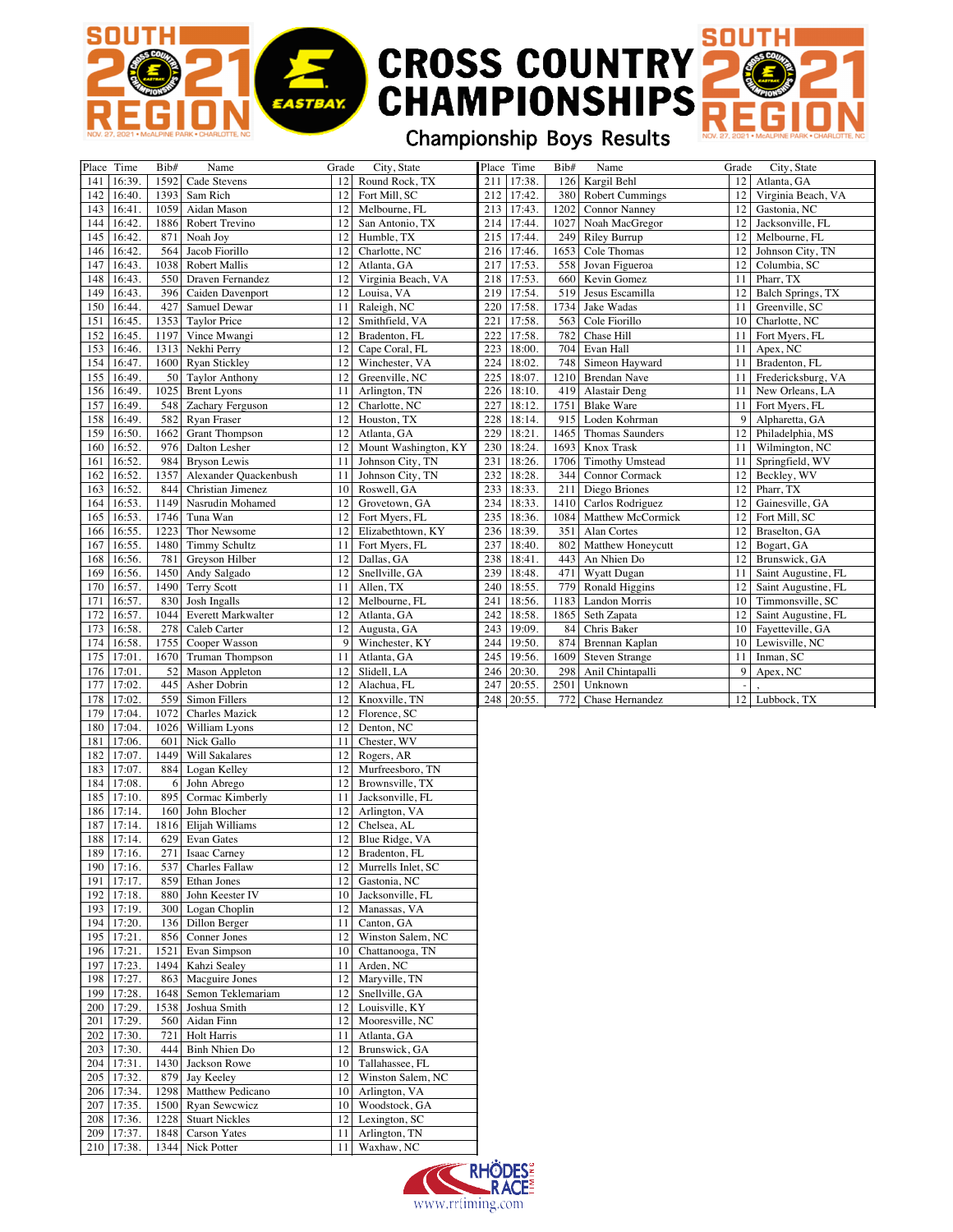# CROSS COUNTRY CHAMPIONSHIPS

## Championship Boys Results

| Place | Time | Bib# | Name | Grade | City, State |
|---|---|---|---|---|---|
| 141 | 16:39. | 1592 | Cade Stevens | 12 | Round Rock, TX |
| 142 | 16:40. | 1393 | Sam Rich | 12 | Fort Mill, SC |
| 143 | 16:41. | 1059 | Aidan Mason | 12 | Melbourne, FL |
| 144 | 16:42. | 1886 | Robert Trevino | 12 | San Antonio, TX |
| 145 | 16:42. | 871 | Noah Joy | 12 | Humble, TX |
| 146 | 16:42. | 564 | Jacob Fiorillo | 12 | Charlotte, NC |
| 147 | 16:43. | 1038 | Robert Mallis | 12 | Atlanta, GA |
| 148 | 16:43. | 550 | Draven Fernandez | 12 | Virginia Beach, VA |
| 149 | 16:43. | 396 | Caiden Davenport | 12 | Louisa, VA |
| 150 | 16:44. | 427 | Samuel Dewar | 11 | Raleigh, NC |
| 151 | 16:45. | 1353 | Taylor Price | 12 | Smithfield, VA |
| 152 | 16:45. | 1197 | Vince Mwangi | 12 | Bradenton, FL |
| 153 | 16:46. | 1313 | Nekhi Perry | 12 | Cape Coral, FL |
| 154 | 16:47. | 1600 | Ryan Stickley | 12 | Winchester, VA |
| 155 | 16:49. | 50 | Taylor Anthony | 12 | Greenville, NC |
| 156 | 16:49. | 1025 | Brent Lyons | 11 | Arlington, TN |
| 157 | 16:49. | 548 | Zachary Ferguson | 12 | Charlotte, NC |
| 158 | 16:49. | 582 | Ryan Fraser | 12 | Houston, TX |
| 159 | 16:50. | 1662 | Grant Thompson | 12 | Atlanta, GA |
| 160 | 16:52. | 976 | Dalton Lesher | 12 | Mount Washington, KY |
| 161 | 16:52. | 984 | Bryson Lewis | 11 | Johnson City, TN |
| 162 | 16:52. | 1357 | Alexander Quackenbush | 11 | Johnson City, TN |
| 163 | 16:52. | 844 | Christian Jimenez | 10 | Roswell, GA |
| 164 | 16:53. | 1149 | Nasrudin Mohamed | 12 | Grovetown, GA |
| 165 | 16:53. | 1746 | Tuna Wan | 12 | Fort Myers, FL |
| 166 | 16:55. | 1223 | Thor Newsome | 12 | Elizabethtown, KY |
| 167 | 16:55. | 1480 | Timmy Schultz | 11 | Fort Myers, FL |
| 168 | 16:56. | 781 | Greyson Hilber | 12 | Dallas, GA |
| 169 | 16:56. | 1450 | Andy Salgado | 12 | Snellville, GA |
| 170 | 16:57. | 1490 | Terry Scott | 11 | Allen, TX |
| 171 | 16:57. | 830 | Josh Ingalls | 12 | Melbourne, FL |
| 172 | 16:57. | 1044 | Everett Markwalter | 12 | Atlanta, GA |
| 173 | 16:58. | 278 | Caleb Carter | 12 | Augusta, GA |
| 174 | 16:58. | 1755 | Cooper Wasson | 9 | Winchester, KY |
| 175 | 17:01. | 1670 | Truman Thompson | 11 | Atlanta, GA |
| 176 | 17:01. | 52 | Mason Appleton | 12 | Slidell, LA |
| 177 | 17:02. | 445 | Asher Dobrin | 12 | Alachua, FL |
| 178 | 17:02. | 559 | Simon Fillers | 12 | Knoxville, TN |
| 179 | 17:04. | 1072 | Charles Mazick | 12 | Florence, SC |
| 180 | 17:04. | 1026 | William Lyons | 12 | Denton, NC |
| 181 | 17:06. | 601 | Nick Gallo | 11 | Chester, WV |
| 182 | 17:07. | 1449 | Will Sakalares | 12 | Rogers, AR |
| 183 | 17:07. | 884 | Logan Kelley | 12 | Murfreesboro, TN |
| 184 | 17:08. | 6 | John Abrego | 12 | Brownsville, TX |
| 185 | 17:10. | 895 | Cormac Kimberly | 11 | Jacksonville, FL |
| 186 | 17:14. | 160 | John Blocher | 12 | Arlington, VA |
| 187 | 17:14. | 1816 | Elijah Williams | 12 | Chelsea, AL |
| 188 | 17:14. | 629 | Evan Gates | 12 | Blue Ridge, VA |
| 189 | 17:16. | 271 | Isaac Carney | 12 | Bradenton, FL |
| 190 | 17:16. | 537 | Charles Fallaw | 12 | Murrells Inlet, SC |
| 191 | 17:17. | 859 | Ethan Jones | 12 | Gastonia, NC |
| 192 | 17:18. | 880 | John Keester IV | 10 | Jacksonville, FL |
| 193 | 17:19. | 300 | Logan Choplin | 12 | Manassas, VA |
| 194 | 17:20. | 136 | Dillon Berger | 11 | Canton, GA |
| 195 | 17:21. | 856 | Conner Jones | 12 | Winston Salem, NC |
| 196 | 17:21. | 1521 | Evan Simpson | 10 | Chattanooga, TN |
| 197 | 17:23. | 1494 | Kahzi Sealey | 11 | Arden, NC |
| 198 | 17:27. | 863 | Macguire Jones | 12 | Maryville, TN |
| 199 | 17:28. | 1648 | Semon Teklemariam | 12 | Snellville, GA |
| 200 | 17:29. | 1538 | Joshua Smith | 12 | Louisville, KY |
| 201 | 17:29. | 560 | Aidan Finn | 12 | Mooresville, NC |
| 202 | 17:30. | 721 | Holt Harris | 11 | Atlanta, GA |
| 203 | 17:30. | 444 | Binh Nhien Do | 12 | Brunswick, GA |
| 204 | 17:31. | 1430 | Jackson Rowe | 10 | Tallahassee, FL |
| 205 | 17:32. | 879 | Jay Keeley | 12 | Winston Salem, NC |
| 206 | 17:34. | 1298 | Matthew Pedicano | 10 | Arlington, VA |
| 207 | 17:35. | 1500 | Ryan Sewcwicz | 10 | Woodstock, GA |
| 208 | 17:36. | 1228 | Stuart Nickles | 12 | Lexington, SC |
| 209 | 17:37. | 1848 | Carson Yates | 11 | Arlington, TN |
| 210 | 17:38. | 1344 | Nick Potter | 11 | Waxhaw, NC |
| 211 | 17:38. | 126 | Kargil Behl | 12 | Atlanta, GA |
| 212 | 17:42. | 380 | Robert Cummings | 12 | Virginia Beach, VA |
| 213 | 17:43. | 1202 | Connor Nanney | 12 | Gastonia, NC |
| 214 | 17:44. | 1027 | Noah MacGregor | 12 | Jacksonville, FL |
| 215 | 17:44. | 249 | Riley Burrup | 12 | Melbourne, FL |
| 216 | 17:46. | 1653 | Cole Thomas | 12 | Johnson City, TN |
| 217 | 17:53. | 558 | Jovan Figueroa | 12 | Columbia, SC |
| 218 | 17:53. | 660 | Kevin Gomez | 11 | Pharr, TX |
| 219 | 17:54. | 519 | Jesus Escamilla | 12 | Balch Springs, TX |
| 220 | 17:58. | 1734 | Jake Wadas | 11 | Greenville, SC |
| 221 | 17:58. | 563 | Cole Fiorillo | 10 | Charlotte, NC |
| 222 | 17:58. | 782 | Chase Hill | 11 | Fort Myers, FL |
| 223 | 18:00. | 704 | Evan Hall | 11 | Apex, NC |
| 224 | 18:02. | 748 | Simeon Hayward | 11 | Bradenton, FL |
| 225 | 18:07. | 1210 | Brendan Nave | 11 | Fredericksburg, VA |
| 226 | 18:10. | 419 | Alastair Deng | 11 | New Orleans, LA |
| 227 | 18:12. | 1751 | Blake Ware | 11 | Fort Myers, FL |
| 228 | 18:14. | 915 | Loden Kohrman | 9 | Alpharetta, GA |
| 229 | 18:21. | 1465 | Thomas Saunders | 12 | Philadelphia, MS |
| 230 | 18:24. | 1693 | Knox Trask | 11 | Wilmington, NC |
| 231 | 18:26. | 1706 | Timothy Umstead | 11 | Springfield, WV |
| 232 | 18:28. | 344 | Connor Cormack | 12 | Beckley, WV |
| 233 | 18:33. | 211 | Diego Briones | 12 | Pharr, TX |
| 234 | 18:33. | 1410 | Carlos Rodriguez | 12 | Gainesville, GA |
| 235 | 18:36. | 1084 | Matthew McCormick | 12 | Fort Mill, SC |
| 236 | 18:39. | 351 | Alan Cortes | 12 | Braselton, GA |
| 237 | 18:40. | 802 | Matthew Honeycutt | 12 | Bogart, GA |
| 238 | 18:41. | 443 | An Nhien Do | 12 | Brunswick, GA |
| 239 | 18:48. | 471 | Wyatt Dugan | 11 | Saint Augustine, FL |
| 240 | 18:55. | 779 | Ronald Higgins | 12 | Saint Augustine, FL |
| 241 | 18:56. | 1183 | Landon Morris | 10 | Timmonsville, SC |
| 242 | 18:58. | 1865 | Seth Zapata | 12 | Saint Augustine, FL |
| 243 | 19:09. | 84 | Chris Baker | 10 | Fayetteville, GA |
| 244 | 19:50. | 874 | Brennan Kaplan | 10 | Lewisville, NC |
| 245 | 19:56. | 1609 | Steven Strange | 11 | Inman, SC |
| 246 | 20:30. | 298 | Anil Chintapalli | 9 | Apex, NC |
| 247 | 20:55. | 2501 | Unknown | - | , |
| 248 | 20:55. | 772 | Chase Hernandez | 12 | Lubbock, TX |

www.rrtiming.com